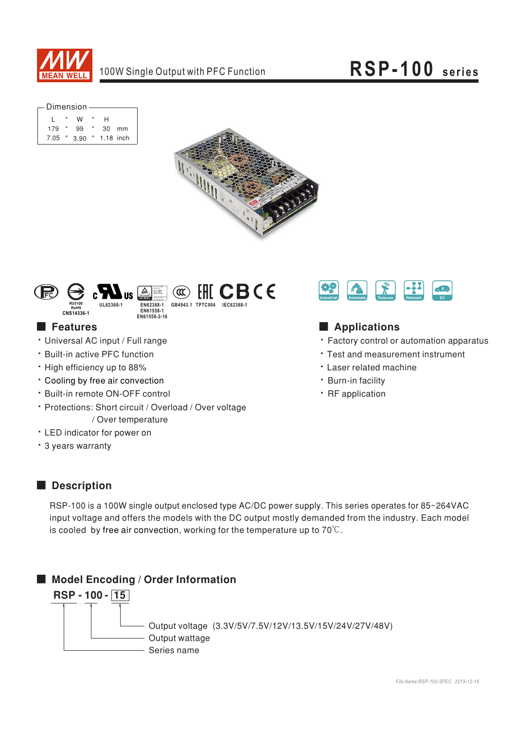MEAN WELL

100W Single Output with PFC Function

# RSP-100 series

Dimension

| L | * | W | * | H | |
|---|---|---|---|---|---|
| 179 | * | 99 | * | 30 | mm |
| 7.05 | * | 3.90 | * | 1.18 | inch |

R33100 RoHS CNS14336-1 UL62368-1 EN62368-1 EN61558-1 EN61558-2-16 GB4943.1 TPTC004 IEC62368-1

Industrial Automate Telecom Network EV

## Features

- Universal AC input / Full range
- Built-in active PFC function
- High efficiency up to 88%
- Cooling by free air convection
- Built-in remote ON-OFF control
- Protections: Short circuit / Overload / Over voltage / Over temperature
- LED indicator for power on
- 3 years warranty

## Applications

- Factory control or automation apparatus
- Test and measurement instrument
- Laser related machine
- Burn-in facility
- RF application

## Description

RSP-100 is a 100W single output enclosed type AC/DC power supply. This series operates for 85~264VAC input voltage and offers the models with the DC output mostly demanded from the industry. Each model is cooled by free air convection, working for the temperature up to 70℃.

## Model Encoding / Order Information

**RSP - 100 - 15**

- 15: Output voltage (3.3V/5V/7.5V/12V/13.5V/15V/24V/27V/48V)
- 100: Output wattage
- RSP: Series name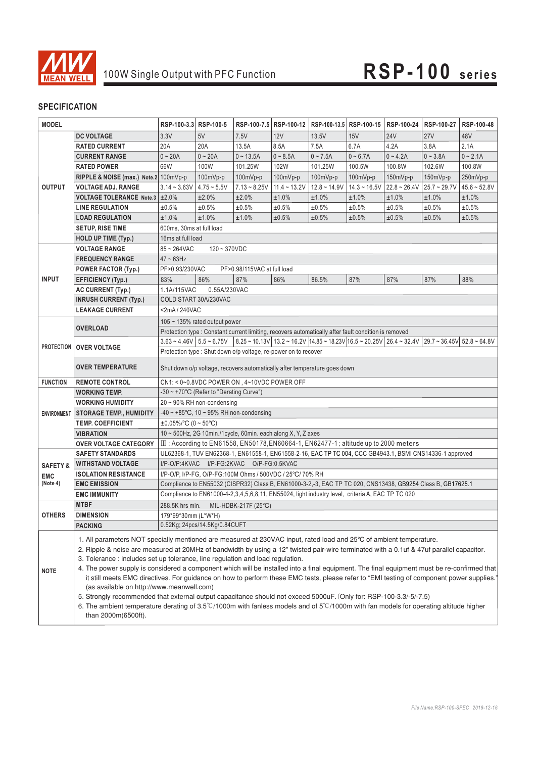# 100W Single Output with PFC Function — RSP-100 series

## SPECIFICATION

| MODEL | | RSP-100-3.3 | RSP-100-5 | RSP-100-7.5 | RSP-100-12 | RSP-100-13.5 | RSP-100-15 | RSP-100-24 | RSP-100-27 | RSP-100-48 |
|---|---|---|---|---|---|---|---|---|---|---|
| OUTPUT | DC VOLTAGE | 3.3V | 5V | 7.5V | 12V | 13.5V | 15V | 24V | 27V | 48V |
| | RATED CURRENT | 20A | 20A | 13.5A | 8.5A | 7.5A | 6.7A | 4.2A | 3.8A | 2.1A |
| | CURRENT RANGE | 0 ~ 20A | 0 ~ 20A | 0 ~ 13.5A | 0 ~ 8.5A | 0 ~ 7.5A | 0 ~ 6.7A | 0 ~ 4.2A | 0 ~ 3.8A | 0 ~ 2.1A |
| | RATED POWER | 66W | 100W | 101.25W | 102W | 101.25W | 100.5W | 100.8W | 102.6W | 100.8W |
| | RIPPLE & NOISE (max.) Note.2 | 100mVp-p | 100mVp-p | 100mVp-p | 100mVp-p | 100mVp-p | 100mVp-p | 150mVp-p | 150mVp-p | 250mVp-p |
| | VOLTAGE ADJ. RANGE | 3.14 ~ 3.63V | 4.75 ~ 5.5V | 7.13 ~ 8.25V | 11.4 ~ 13.2V | 12.8 ~ 14.9V | 14.3 ~ 16.5V | 22.8 ~ 26.4V | 25.7 ~ 29.7V | 45.6 ~ 52.8V |
| | VOLTAGE TOLERANCE Note.3 | ±2.0% | ±2.0% | ±2.0% | ±1.0% | ±1.0% | ±1.0% | ±1.0% | ±1.0% | ±1.0% |
| | LINE REGULATION | ±0.5% | ±0.5% | ±0.5% | ±0.5% | ±0.5% | ±0.5% | ±0.5% | ±0.5% | ±0.5% |
| | LOAD REGULATION | ±1.0% | ±1.0% | ±1.0% | ±0.5% | ±0.5% | ±0.5% | ±0.5% | ±0.5% | ±0.5% |
| | SETUP, RISE TIME | 600ms, 30ms at full load | | | | | | | | |
| | HOLD UP TIME (Typ.) | 16ms at full load | | | | | | | | |
| INPUT | VOLTAGE RANGE | 85 ~ 264VAC 120 ~ 370VDC | | | | | | | | |
| | FREQUENCY RANGE | 47 ~ 63Hz | | | | | | | | |
| | POWER FACTOR (Typ.) | PF>0.93/230VAC PF>0.98/115VAC at full load | | | | | | | | |
| | EFFICIENCY (Typ.) | 83% | 86% | 87% | 86% | 86.5% | 87% | 87% | 87% | 88% |
| | AC CURRENT (Typ.) | 1.1A/115VAC 0.55A/230VAC | | | | | | | | |
| | INRUSH CURRENT (Typ.) | COLD START 30A/230VAC | | | | | | | | |
| | LEAKAGE CURRENT | <2mA / 240VAC | | | | | | | | |
| PROTECTION | OVERLOAD | 105 ~ 135% rated output power | | | | | | | | |
| | | Protection type : Constant current limiting, recovers automatically after fault condition is removed | | | | | | | | |
| | OVER VOLTAGE | 3.63 ~ 4.46V | 5.5 ~ 6.75V | 8.25 ~ 10.13V | 13.2 ~ 16.2V | 14.85 ~ 18.23V | 16.5 ~ 20.25V | 26.4 ~ 32.4V | 29.7 ~ 36.45V | 52.8 ~ 64.8V |
| | | Protection type : Shut down o/p voltage, re-power on to recover | | | | | | | | |
| | OVER TEMPERATURE | Shut down o/p voltage, recovers automatically after temperature goes down | | | | | | | | |
| FUNCTION | REMOTE CONTROL | CN1: < 0~0.8VDC POWER ON , 4~10VDC POWER OFF | | | | | | | | |
| ENVIRONMENT | WORKING TEMP. | -30 ~ +70℃ (Refer to "Derating Curve") | | | | | | | | |
| | WORKING HUMIDITY | 20 ~ 90% RH non-condensing | | | | | | | | |
| | STORAGE TEMP., HUMIDITY | -40 ~ +85℃, 10 ~ 95% RH non-condensing | | | | | | | | |
| | TEMP. COEFFICIENT | ±0.05%/℃ (0 ~ 50℃) | | | | | | | | |
| | VIBRATION | 10 ~ 500Hz, 2G 10min./1cycle, 60min. each along X, Y, Z axes | | | | | | | | |
| | OVER VOLTAGE CATEGORY | Ⅲ ; According to EN61558, EN50178,EN60664-1, EN62477-1 ; altitude up to 2000 meters | | | | | | | | |
| SAFETY & EMC (Note 4) | SAFETY STANDARDS | UL62368-1, TUV EN62368-1, EN61558-1, EN61558-2-16, EAC TP TC 004, CCC GB4943.1, BSMI CNS14336-1 approved | | | | | | | | |
| | WITHSTAND VOLTAGE | I/P-O/P:4KVAC I/P-FG:2KVAC O/P-FG:0.5KVAC | | | | | | | | |
| | ISOLATION RESISTANCE | I/P-O/P, I/P-FG, O/P-FG:100M Ohms / 500VDC / 25℃/ 70% RH | | | | | | | | |
| | EMC EMISSION | Compliance to EN55032 (CISPR32) Class B, EN61000-3-2,-3, EAC TP TC 020, CNS13438, GB9254 Class B, GB17625.1 | | | | | | | | |
| | EMC IMMUNITY | Compliance to EN61000-4-2,3,4,5,6,8,11, EN55024, light industry level, criteria A, EAC TP TC 020 | | | | | | | | |
| OTHERS | MTBF | 288.5K hrs min. MIL-HDBK-217F (25℃) | | | | | | | | |
| | DIMENSION | 179*99*30mm (L*W*H) | | | | | | | | |
| | PACKING | 0.52Kg; 24pcs/14.5Kg/0.84CUFT | | | | | | | | |

**NOTE**

1. All parameters NOT specially mentioned are measured at 230VAC input, rated load and 25℃ of ambient temperature.
2. Ripple & noise are measured at 20MHz of bandwidth by using a 12" twisted pair-wire terminated with a 0.1uf & 47uf parallel capacitor.
3. Tolerance : includes set up tolerance, line regulation and load regulation.
4. The power supply is considered a component which will be installed into a final equipment. The final equipment must be re-confirmed that it still meets EMC directives. For guidance on how to perform these EMC tests, please refer to "EMI testing of component power supplies." (as available on http://www.meanwell.com)
5. Strongly recommended that external output capacitance should not exceed 5000uF. (Only for: RSP-100-3.3/-5/-7.5)
6. The ambient temperature derating of 3.5℃/1000m with fanless models and of 5℃/1000m with fan models for operating altitude higher than 2000m(6500ft).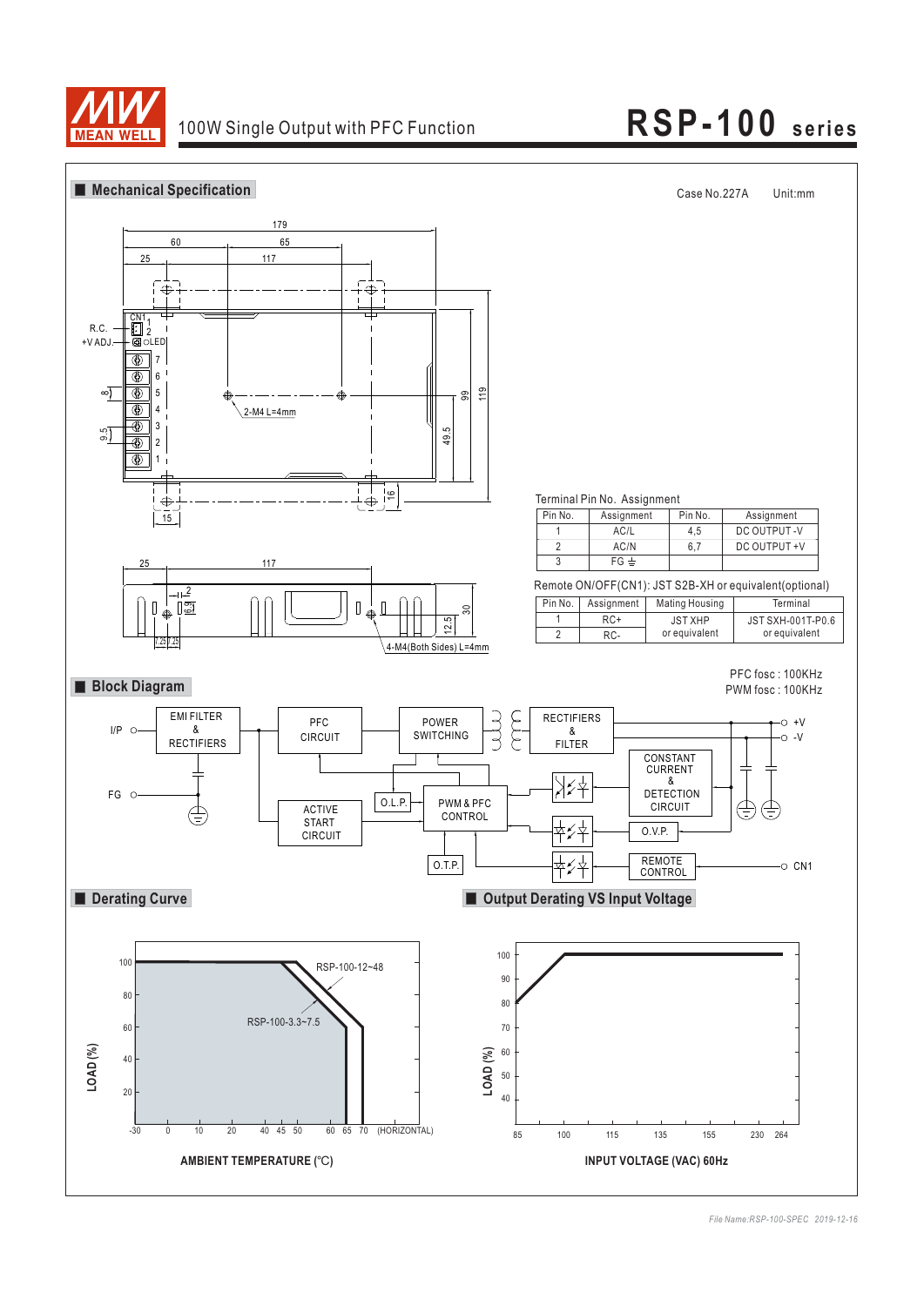# 100W Single Output with PFC Function — RSP-100 series

## Mechanical Specification

Case No.227A Unit:mm

179
60
65
25
117
CN1
R.C.
+V ADJ.
LED
1 2
7 6 5 4 3 2 1
8
9.5
2-M4 L=4mm
99
119
49.5
16
15

25
117
2
6.9
30
12.5
7.25 7.25
4-M4(Both Sides) L=4mm

Terminal Pin No. Assignment

| Pin No. | Assignment | Pin No. | Assignment |
|---|---|---|---|
| 1 | AC/L | 4,5 | DC OUTPUT -V |
| 2 | AC/N | 6,7 | DC OUTPUT +V |
| 3 | FG ⏚ | | |

Remote ON/OFF(CN1): JST S2B-XH or equivalent(optional)

| Pin No. | Assignment | Mating Housing | Terminal |
|---|---|---|---|
| 1 | RC+ | JST XHP or equivalent | JST SXH-001T-P0.6 or equivalent |
| 2 | RC- | | |

## Block Diagram

PFC fosc : 100KHz
PWM fosc : 100KHz

I/P
FG
EMI FILTER & RECTIFIERS
PFC CIRCUIT
POWER SWITCHING
RECTIFIERS & FILTER
+V
-V
ACTIVE START CIRCUIT
O.L.P.
PWM & PFC CONTROL
O.T.P.
CONSTANT CURRENT & DETECTION CIRCUIT
O.V.P.
REMOTE CONTROL
CN1

## Derating Curve

LOAD (%)
100
80
60
40
20
RSP-100-12~48
RSP-100-3.3~7.5
-30 0 10 20 40 45 50 60 65 70 (HORIZONTAL)
AMBIENT TEMPERATURE (℃)

## Output Derating VS Input Voltage

LOAD (%)
100
90
80
70
60
50
40
85 100 115 135 155 230 264
INPUT VOLTAGE (VAC) 60Hz

File Name:RSP-100-SPEC 2019-12-16